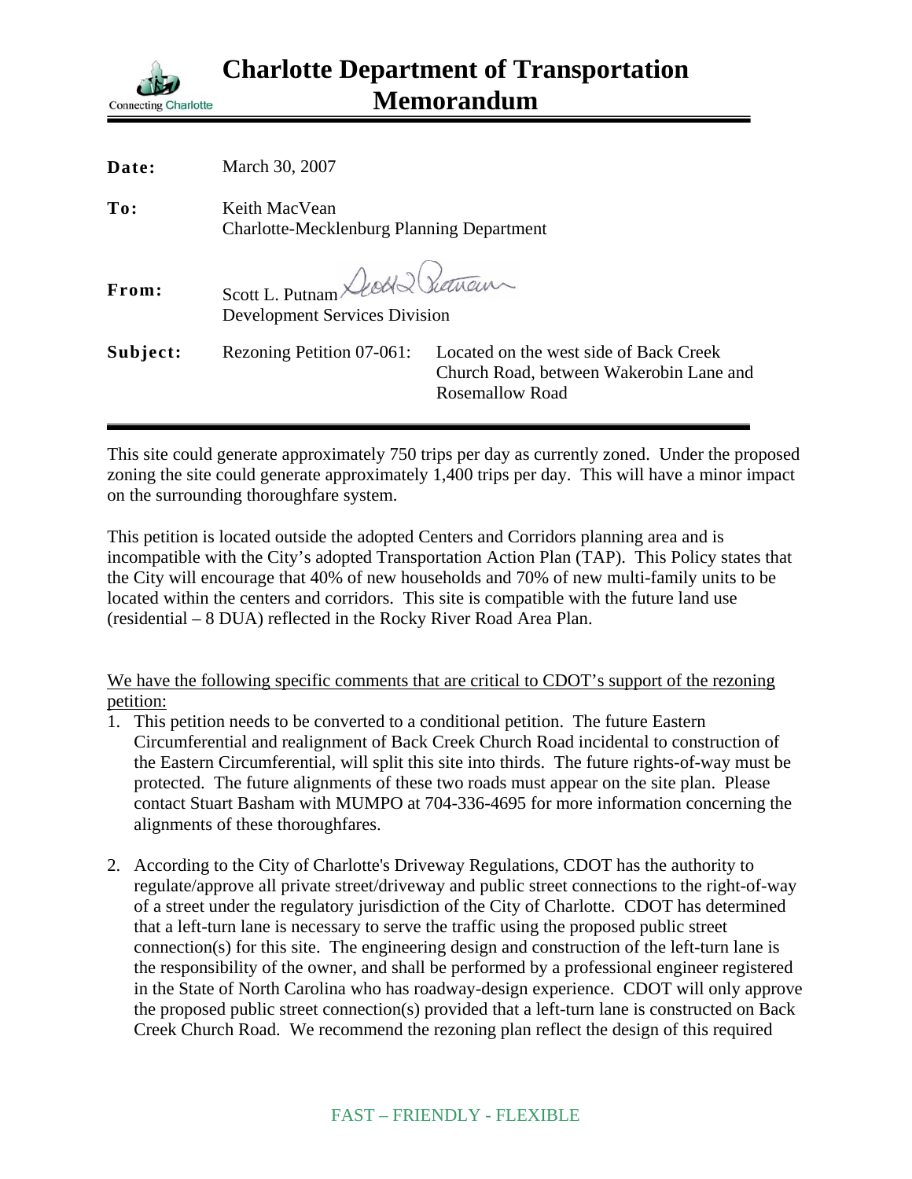# Charlotte Department of Transportation Memorandum

**Date:** March 30, 2007

**To:** Keith MacVean
Charlotte-Mecklenburg Planning Department

**From:** Scott L. Putnam
Development Services Division

**Subject:** Rezoning Petition 07-061: Located on the west side of Back Creek Church Road, between Wakerobin Lane and Rosemallow Road

---

This site could generate approximately 750 trips per day as currently zoned. Under the proposed zoning the site could generate approximately 1,400 trips per day. This will have a minor impact on the surrounding thoroughfare system.

This petition is located outside the adopted Centers and Corridors planning area and is incompatible with the City's adopted Transportation Action Plan (TAP). This Policy states that the City will encourage that 40% of new households and 70% of new multi-family units to be located within the centers and corridors. This site is compatible with the future land use (residential – 8 DUA) reflected in the Rocky River Road Area Plan.

<u>We have the following specific comments that are critical to CDOT's support of the rezoning petition:</u>

1. This petition needs to be converted to a conditional petition. The future Eastern Circumferential and realignment of Back Creek Church Road incidental to construction of the Eastern Circumferential, will split this site into thirds. The future rights-of-way must be protected. The future alignments of these two roads must appear on the site plan. Please contact Stuart Basham with MUMPO at 704-336-4695 for more information concerning the alignments of these thoroughfares.

2. According to the City of Charlotte's Driveway Regulations, CDOT has the authority to regulate/approve all private street/driveway and public street connections to the right-of-way of a street under the regulatory jurisdiction of the City of Charlotte. CDOT has determined that a left-turn lane is necessary to serve the traffic using the proposed public street connection(s) for this site. The engineering design and construction of the left-turn lane is the responsibility of the owner, and shall be performed by a professional engineer registered in the State of North Carolina who has roadway-design experience. CDOT will only approve the proposed public street connection(s) provided that a left-turn lane is constructed on Back Creek Church Road. We recommend the rezoning plan reflect the design of this required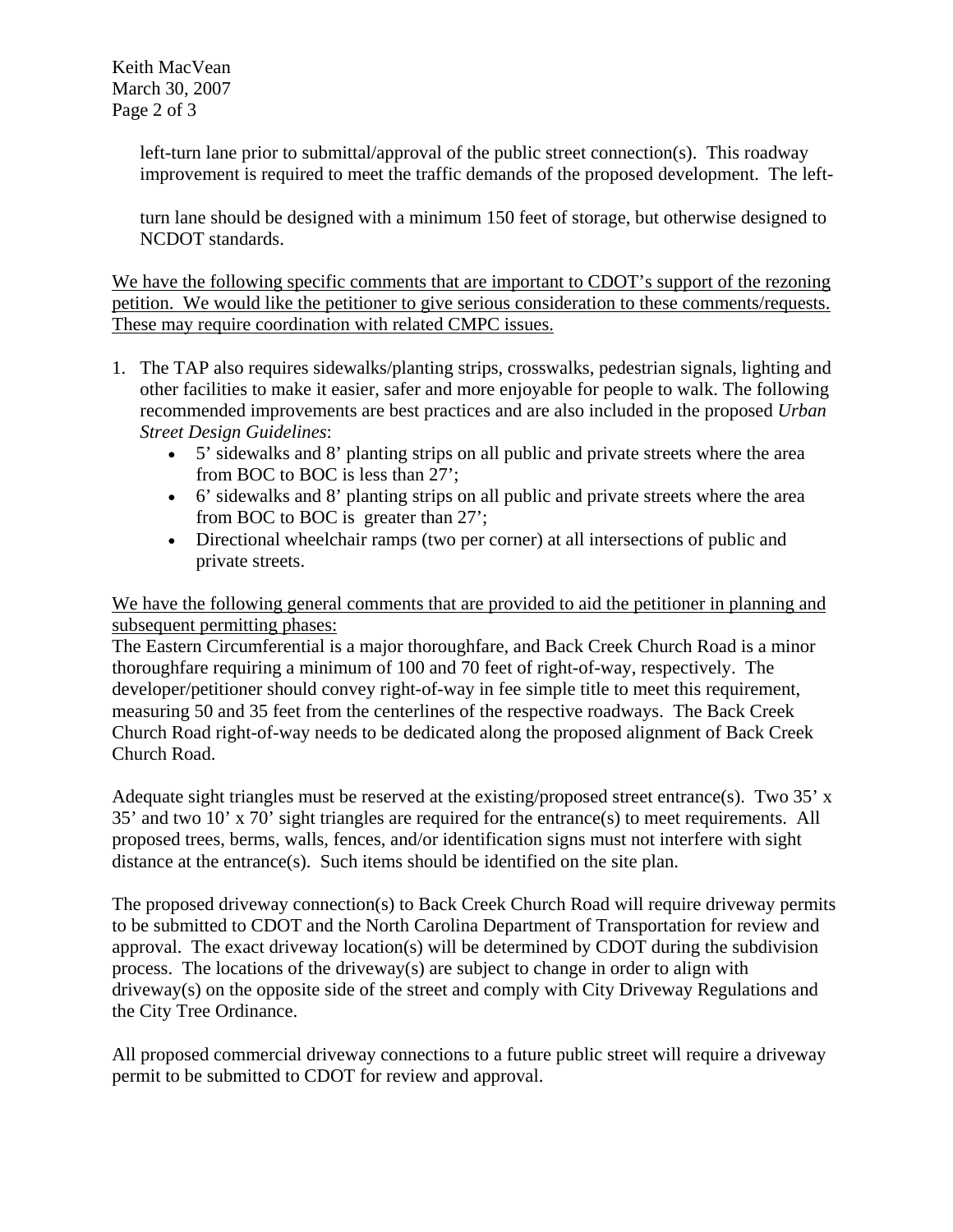left-turn lane prior to submittal/approval of the public street connection(s). This roadway improvement is required to meet the traffic demands of the proposed development. The left-

turn lane should be designed with a minimum 150 feet of storage, but otherwise designed to NCDOT standards.

<u>We have the following specific comments that are important to CDOT's support of the rezoning petition. We would like the petitioner to give serious consideration to these comments/requests. These may require coordination with related CMPC issues.</u>

1. The TAP also requires sidewalks/planting strips, crosswalks, pedestrian signals, lighting and other facilities to make it easier, safer and more enjoyable for people to walk. The following recommended improvements are best practices and are also included in the proposed *Urban Street Design Guidelines*:
   - 5' sidewalks and 8' planting strips on all public and private streets where the area from BOC to BOC is less than 27';
   - 6' sidewalks and 8' planting strips on all public and private streets where the area from BOC to BOC is greater than 27';
   - Directional wheelchair ramps (two per corner) at all intersections of public and private streets.

<u>We have the following general comments that are provided to aid the petitioner in planning and subsequent permitting phases:</u>

The Eastern Circumferential is a major thoroughfare, and Back Creek Church Road is a minor thoroughfare requiring a minimum of 100 and 70 feet of right-of-way, respectively. The developer/petitioner should convey right-of-way in fee simple title to meet this requirement, measuring 50 and 35 feet from the centerlines of the respective roadways. The Back Creek Church Road right-of-way needs to be dedicated along the proposed alignment of Back Creek Church Road.

Adequate sight triangles must be reserved at the existing/proposed street entrance(s). Two 35' x 35' and two 10' x 70' sight triangles are required for the entrance(s) to meet requirements. All proposed trees, berms, walls, fences, and/or identification signs must not interfere with sight distance at the entrance(s). Such items should be identified on the site plan.

The proposed driveway connection(s) to Back Creek Church Road will require driveway permits to be submitted to CDOT and the North Carolina Department of Transportation for review and approval. The exact driveway location(s) will be determined by CDOT during the subdivision process. The locations of the driveway(s) are subject to change in order to align with driveway(s) on the opposite side of the street and comply with City Driveway Regulations and the City Tree Ordinance.

All proposed commercial driveway connections to a future public street will require a driveway permit to be submitted to CDOT for review and approval.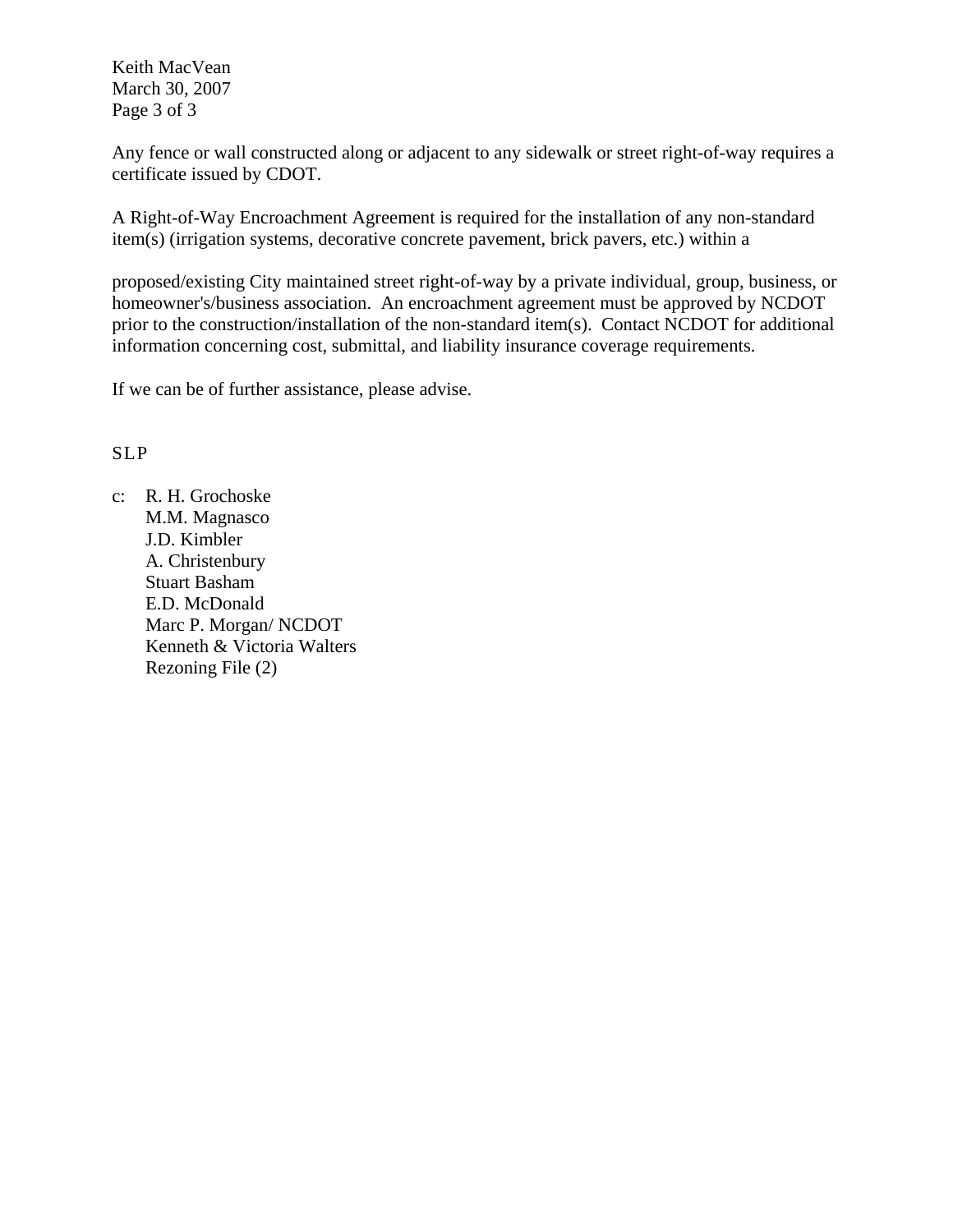Any fence or wall constructed along or adjacent to any sidewalk or street right-of-way requires a certificate issued by CDOT.

A Right-of-Way Encroachment Agreement is required for the installation of any non-standard item(s) (irrigation systems, decorative concrete pavement, brick pavers, etc.) within a

proposed/existing City maintained street right-of-way by a private individual, group, business, or homeowner's/business association. An encroachment agreement must be approved by NCDOT prior to the construction/installation of the non-standard item(s). Contact NCDOT for additional information concerning cost, submittal, and liability insurance coverage requirements.

If we can be of further assistance, please advise.

SLP

c: R. H. Grochoske
M.M. Magnasco
J.D. Kimbler
A. Christenbury
Stuart Basham
E.D. McDonald
Marc P. Morgan/ NCDOT
Kenneth & Victoria Walters
Rezoning File (2)